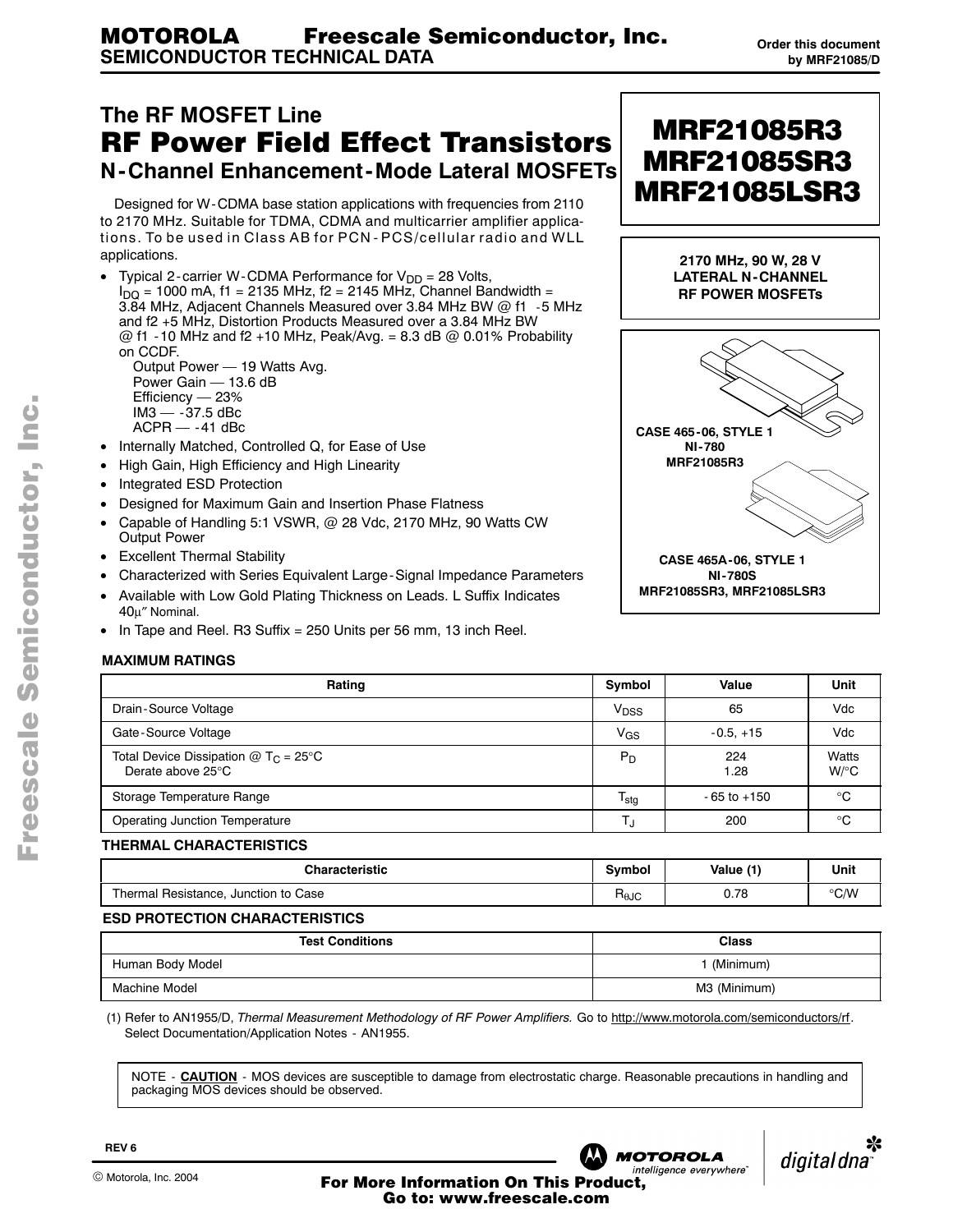**MOTOROLA** **Freescale Semiconductor, Inc.**
**SEMICONDUCTOR TECHNICAL DATA**

Order this document by MRF21085/D

## The RF MOSFET Line
# RF Power Field Effect Transistors
## N-Channel Enhancement-Mode Lateral MOSFETs

**MRF21085R3**
**MRF21085SR3**
**MRF21085LSR3**

**2170 MHz, 90 W, 28 V**
**LATERAL N-CHANNEL**
**RF POWER MOSFETs**

Designed for W-CDMA base station applications with frequencies from 2110 to 2170 MHz. Suitable for TDMA, CDMA and multicarrier amplifier applications. To be used in Class AB for PCN-PCS/cellular radio and WLL applications.

- Typical 2-carrier W-CDMA Performance for $V_{DD}$ = 28 Volts, $I_{DQ}$ = 1000 mA, f1 = 2135 MHz, f2 = 2145 MHz, Channel Bandwidth = 3.84 MHz, Adjacent Channels Measured over 3.84 MHz BW @ f1 -5 MHz and f2 +5 MHz, Distortion Products Measured over a 3.84 MHz BW @ f1 -10 MHz and f2 +10 MHz, Peak/Avg. = 8.3 dB @ 0.01% Probability on CCDF.
  - Output Power — 19 Watts Avg.
  - Power Gain — 13.6 dB
  - Efficiency — 23%
  - IM3 — -37.5 dBc
  - ACPR — -41 dBc
- Internally Matched, Controlled Q, for Ease of Use
- High Gain, High Efficiency and High Linearity
- Integrated ESD Protection
- Designed for Maximum Gain and Insertion Phase Flatness
- Capable of Handling 5:1 VSWR, @ 28 Vdc, 2170 MHz, 90 Watts CW Output Power
- Excellent Thermal Stability
- Characterized with Series Equivalent Large-Signal Impedance Parameters
- Available with Low Gold Plating Thickness on Leads. L Suffix Indicates 40μ″ Nominal.
- In Tape and Reel. R3 Suffix = 250 Units per 56 mm, 13 inch Reel.

**CASE 465-06, STYLE 1**
**NI-780**
**MRF21085R3**

**CASE 465A-06, STYLE 1**
**NI-780S**
**MRF21085SR3, MRF21085LSR3**

### MAXIMUM RATINGS

| Rating | Symbol | Value | Unit |
|---|---|---|---|
| Drain-Source Voltage | $V_{DSS}$ | 65 | Vdc |
| Gate-Source Voltage | $V_{GS}$ | -0.5, +15 | Vdc |
| Total Device Dissipation @ $T_C$ = 25°C<br>Derate above 25°C | $P_D$ | 224<br>1.28 | Watts<br>W/°C |
| Storage Temperature Range | $T_{stg}$ | -65 to +150 | °C |
| Operating Junction Temperature | $T_J$ | 200 | °C |

### THERMAL CHARACTERISTICS

| Characteristic | Symbol | Value (1) | Unit |
|---|---|---|---|
| Thermal Resistance, Junction to Case | $R_{\theta JC}$ | 0.78 | °C/W |

### ESD PROTECTION CHARACTERISTICS

| Test Conditions | Class |
|---|---|
| Human Body Model | 1 (Minimum) |
| Machine Model | M3 (Minimum) |

(1) Refer to AN1955/D, *Thermal Measurement Methodology of RF Power Amplifiers.* Go to http://www.motorola.com/semiconductors/rf. Select Documentation/Application Notes - AN1955.

NOTE - **CAUTION** - MOS devices are susceptible to damage from electrostatic charge. Reasonable precautions in handling and packaging MOS devices should be observed.

REV 6

© Motorola, Inc. 2004

**For More Information On This Product, Go to: www.freescale.com**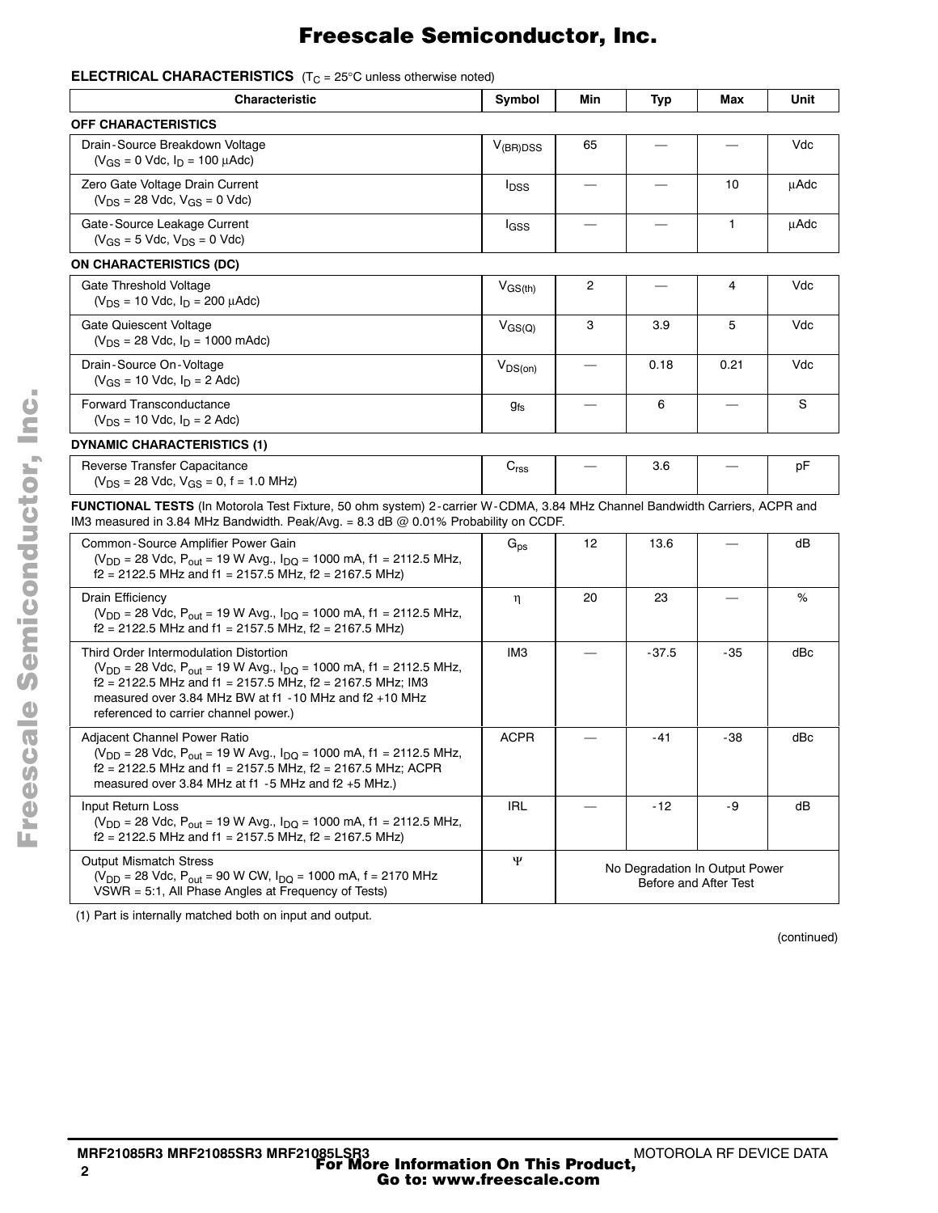## ELECTRICAL CHARACTERISTICS ($T_C$ = 25°C unless otherwise noted)

| Characteristic | Symbol | Min | Typ | Max | Unit |
|---|---|---|---|---|---|
| **OFF CHARACTERISTICS** | | | | | |
| Drain-Source Breakdown Voltage ($V_{GS}$ = 0 Vdc, $I_D$ = 100 μAdc) | $V_{(BR)DSS}$ | 65 | — | — | Vdc |
| Zero Gate Voltage Drain Current ($V_{DS}$ = 28 Vdc, $V_{GS}$ = 0 Vdc) | $I_{DSS}$ | — | — | 10 | μAdc |
| Gate-Source Leakage Current ($V_{GS}$ = 5 Vdc, $V_{DS}$ = 0 Vdc) | $I_{GSS}$ | — | — | 1 | μAdc |
| **ON CHARACTERISTICS (DC)** | | | | | |
| Gate Threshold Voltage ($V_{DS}$ = 10 Vdc, $I_D$ = 200 μAdc) | $V_{GS(th)}$ | 2 | — | 4 | Vdc |
| Gate Quiescent Voltage ($V_{DS}$ = 28 Vdc, $I_D$ = 1000 mAdc) | $V_{GS(Q)}$ | 3 | 3.9 | 5 | Vdc |
| Drain-Source On-Voltage ($V_{GS}$ = 10 Vdc, $I_D$ = 2 Adc) | $V_{DS(on)}$ | — | 0.18 | 0.21 | Vdc |
| Forward Transconductance ($V_{DS}$ = 10 Vdc, $I_D$ = 2 Adc) | $g_{fs}$ | — | 6 | — | S |
| **DYNAMIC CHARACTERISTICS (1)** | | | | | |
| Reverse Transfer Capacitance ($V_{DS}$ = 28 Vdc, $V_{GS}$ = 0, f = 1.0 MHz) | $C_{rss}$ | — | 3.6 | — | pF |
| **FUNCTIONAL TESTS** (In Motorola Test Fixture, 50 ohm system) 2-carrier W-CDMA, 3.84 MHz Channel Bandwidth Carriers, ACPR and IM3 measured in 3.84 MHz Bandwidth. Peak/Avg. = 8.3 dB @ 0.01% Probability on CCDF. | | | | | |
| Common-Source Amplifier Power Gain ($V_{DD}$ = 28 Vdc, $P_{out}$ = 19 W Avg., $I_{DQ}$ = 1000 mA, f1 = 2112.5 MHz, f2 = 2122.5 MHz and f1 = 2157.5 MHz, f2 = 2167.5 MHz) | $G_{ps}$ | 12 | 13.6 | — | dB |
| Drain Efficiency ($V_{DD}$ = 28 Vdc, $P_{out}$ = 19 W Avg., $I_{DQ}$ = 1000 mA, f1 = 2112.5 MHz, f2 = 2122.5 MHz and f1 = 2157.5 MHz, f2 = 2167.5 MHz) | η | 20 | 23 | — | % |
| Third Order Intermodulation Distortion ($V_{DD}$ = 28 Vdc, $P_{out}$ = 19 W Avg., $I_{DQ}$ = 1000 mA, f1 = 2112.5 MHz, f2 = 2122.5 MHz and f1 = 2157.5 MHz, f2 = 2167.5 MHz; IM3 measured over 3.84 MHz BW at f1 -10 MHz and f2 +10 MHz referenced to carrier channel power.) | IM3 | — | -37.5 | -35 | dBc |
| Adjacent Channel Power Ratio ($V_{DD}$ = 28 Vdc, $P_{out}$ = 19 W Avg., $I_{DQ}$ = 1000 mA, f1 = 2112.5 MHz, f2 = 2122.5 MHz and f1 = 2157.5 MHz, f2 = 2167.5 MHz; ACPR measured over 3.84 MHz at f1 -5 MHz and f2 +5 MHz.) | ACPR | — | -41 | -38 | dBc |
| Input Return Loss ($V_{DD}$ = 28 Vdc, $P_{out}$ = 19 W Avg., $I_{DQ}$ = 1000 mA, f1 = 2112.5 MHz, f2 = 2122.5 MHz and f1 = 2157.5 MHz, f2 = 2167.5 MHz) | IRL | — | -12 | -9 | dB |
| Output Mismatch Stress ($V_{DD}$ = 28 Vdc, $P_{out}$ = 90 W CW, $I_{DQ}$ = 1000 mA, f = 2170 MHz VSWR = 5:1, All Phase Angles at Frequency of Tests) | Ψ | No Degradation In Output Power Before and After Test | | | |

(1) Part is internally matched both on input and output.

(continued)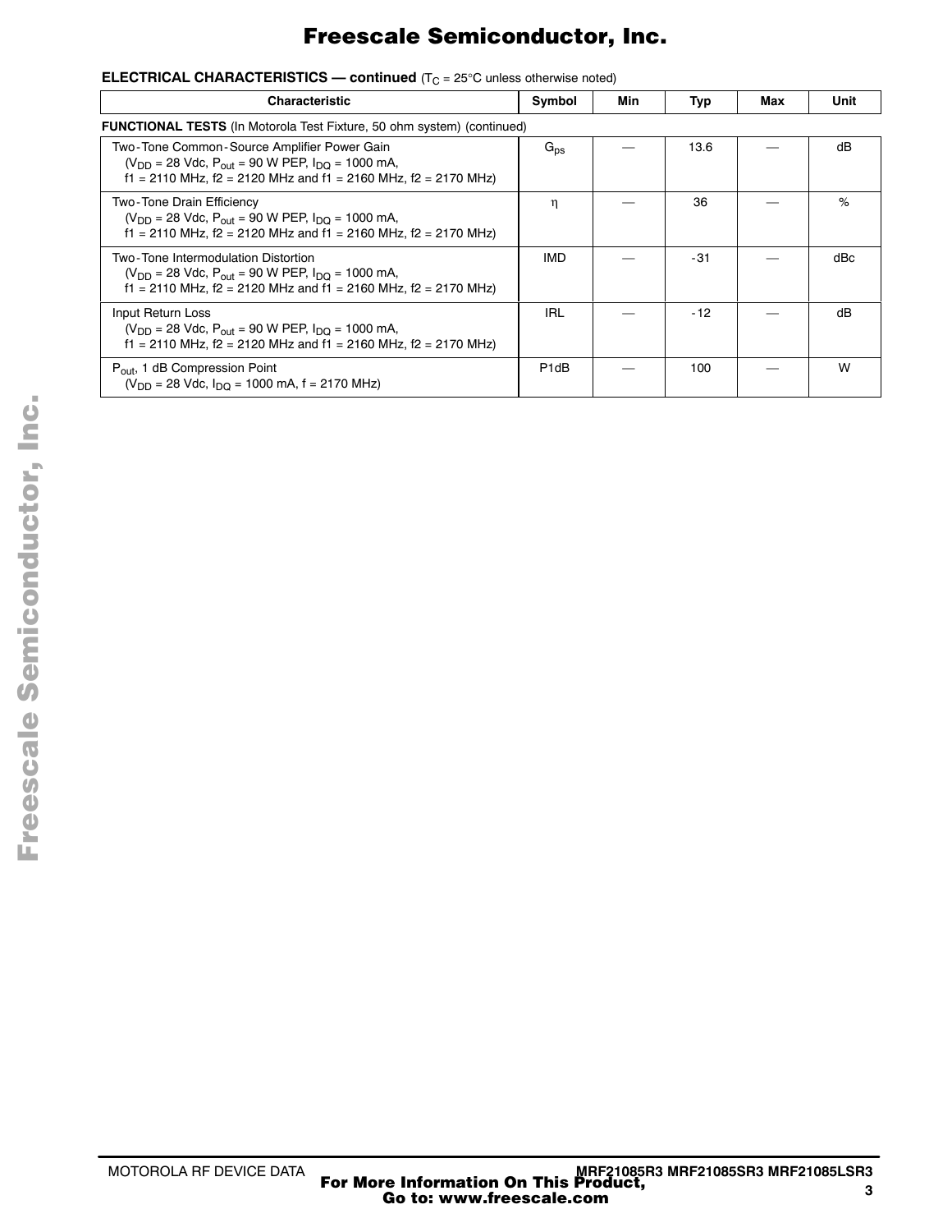**ELECTRICAL CHARACTERISTICS — continued** ($T_C$ = 25°C unless otherwise noted)

| Characteristic | Symbol | Min | Typ | Max | Unit |
|---|---|---|---|---|---|
| **FUNCTIONAL TESTS** (In Motorola Test Fixture, 50 ohm system) (continued) | | | | | |
| Two-Tone Common-Source Amplifier Power Gain ($V_{DD}$ = 28 Vdc, $P_{out}$ = 90 W PEP, $I_{DQ}$ = 1000 mA, f1 = 2110 MHz, f2 = 2120 MHz and f1 = 2160 MHz, f2 = 2170 MHz) | $G_{ps}$ | — | 13.6 | — | dB |
| Two-Tone Drain Efficiency ($V_{DD}$ = 28 Vdc, $P_{out}$ = 90 W PEP, $I_{DQ}$ = 1000 mA, f1 = 2110 MHz, f2 = 2120 MHz and f1 = 2160 MHz, f2 = 2170 MHz) | $\eta$ | — | 36 | — | % |
| Two-Tone Intermodulation Distortion ($V_{DD}$ = 28 Vdc, $P_{out}$ = 90 W PEP, $I_{DQ}$ = 1000 mA, f1 = 2110 MHz, f2 = 2120 MHz and f1 = 2160 MHz, f2 = 2170 MHz) | IMD | — | -31 | — | dBc |
| Input Return Loss ($V_{DD}$ = 28 Vdc, $P_{out}$ = 90 W PEP, $I_{DQ}$ = 1000 mA, f1 = 2110 MHz, f2 = 2120 MHz and f1 = 2160 MHz, f2 = 2170 MHz) | IRL | — | -12 | — | dB |
| $P_{out}$, 1 dB Compression Point ($V_{DD}$ = 28 Vdc, $I_{DQ}$ = 1000 mA, f = 2170 MHz) | P1dB | — | 100 | — | W |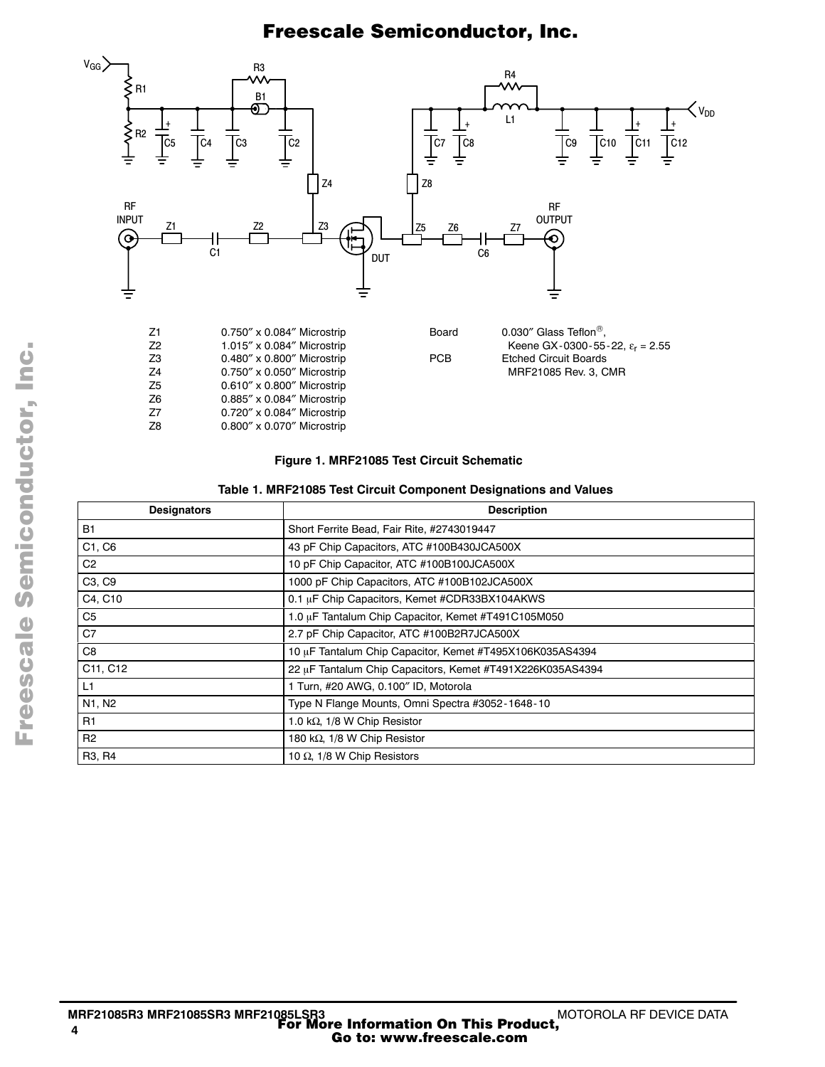| | |
|---|---|
| Z1 | 0.750″ x 0.084″ Microstrip |
| Z2 | 1.015″ x 0.084″ Microstrip |
| Z3 | 0.480″ x 0.800″ Microstrip |
| Z4 | 0.750″ x 0.050″ Microstrip |
| Z5 | 0.610″ x 0.800″ Microstrip |
| Z6 | 0.885″ x 0.084″ Microstrip |
| Z7 | 0.720″ x 0.084″ Microstrip |
| Z8 | 0.800″ x 0.070″ Microstrip |

| | |
|---|---|
| Board | 0.030″ Glass Teflon®, Keene GX-0300-55-22, $\varepsilon_r$ = 2.55 |
| PCB | Etched Circuit Boards MRF21085 Rev. 3, CMR |

**Figure 1. MRF21085 Test Circuit Schematic**

**Table 1. MRF21085 Test Circuit Component Designations and Values**

| Designators | Description |
|---|---|
| B1 | Short Ferrite Bead, Fair Rite, #2743019447 |
| C1, C6 | 43 pF Chip Capacitors, ATC #100B430JCA500X |
| C2 | 10 pF Chip Capacitor, ATC #100B100JCA500X |
| C3, C9 | 1000 pF Chip Capacitors, ATC #100B102JCA500X |
| C4, C10 | 0.1 μF Chip Capacitors, Kemet #CDR33BX104AKWS |
| C5 | 1.0 μF Tantalum Chip Capacitor, Kemet #T491C105M050 |
| C7 | 2.7 pF Chip Capacitor, ATC #100B2R7JCA500X |
| C8 | 10 μF Tantalum Chip Capacitor, Kemet #T495X106K035AS4394 |
| C11, C12 | 22 μF Tantalum Chip Capacitors, Kemet #T491X226K035AS4394 |
| L1 | 1 Turn, #20 AWG, 0.100″ ID, Motorola |
| N1, N2 | Type N Flange Mounts, Omni Spectra #3052-1648-10 |
| R1 | 1.0 kΩ, 1/8 W Chip Resistor |
| R2 | 180 kΩ, 1/8 W Chip Resistor |
| R3, R4 | 10 Ω, 1/8 W Chip Resistors |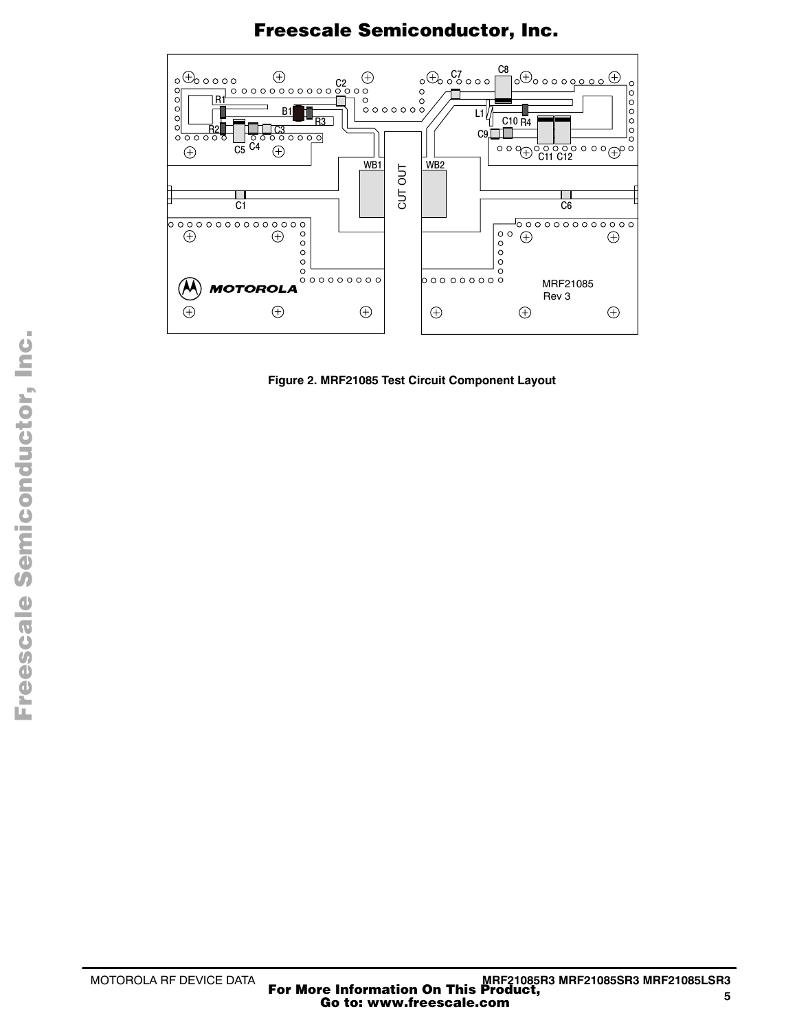Figure 2. MRF21085 Test Circuit Component Layout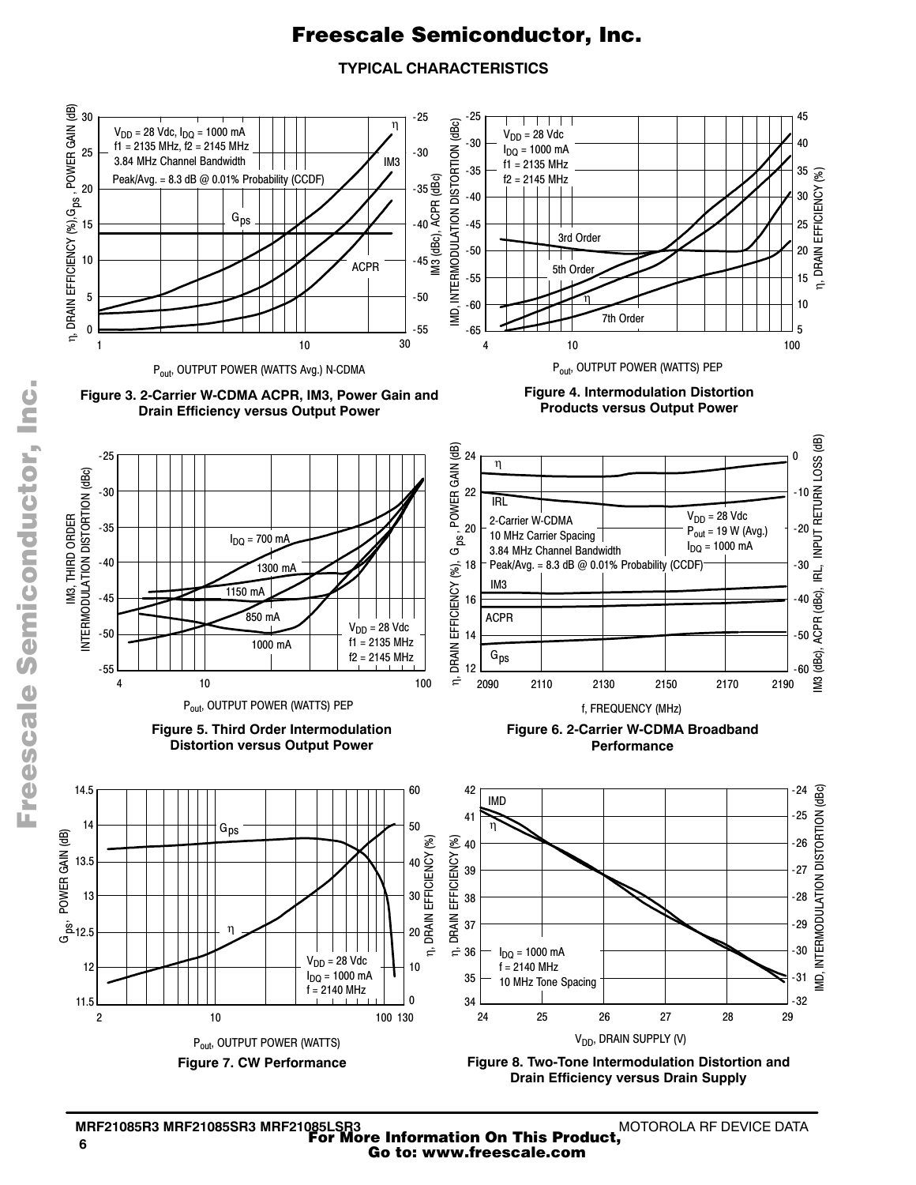## TYPICAL CHARACTERISTICS

Figure 3. 2-Carrier W-CDMA ACPR, IM3, Power Gain and Drain Efficiency versus Output Power

Figure 4. Intermodulation Distortion Products versus Output Power

Figure 5. Third Order Intermodulation Distortion versus Output Power

Figure 6. 2-Carrier W-CDMA Broadband Performance

Figure 7. CW Performance

Figure 8. Two-Tone Intermodulation Distortion and Drain Efficiency versus Drain Supply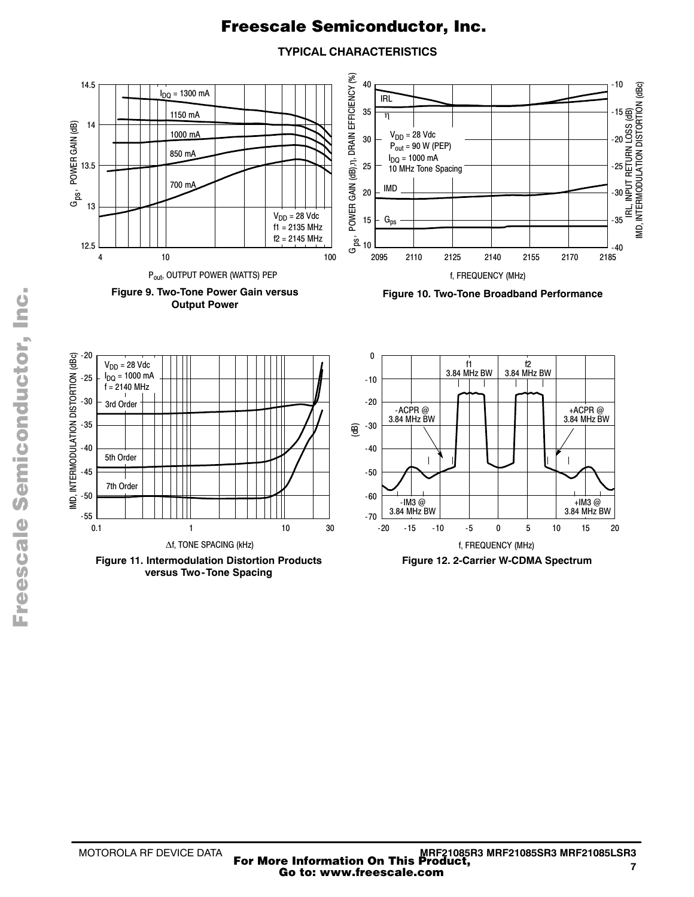## TYPICAL CHARACTERISTICS

$I_{DQ}$ = 1300 mA
1150 mA
1000 mA
850 mA
700 mA

$V_{DD}$ = 28 Vdc
f1 = 2135 MHz
f2 = 2145 MHz

$G_{ps}$, POWER GAIN (dB)

$P_{out}$, OUTPUT POWER (WATTS) PEP

**Figure 9. Two-Tone Power Gain versus Output Power**

IRL
η
$V_{DD}$ = 28 Vdc
$P_{out}$ = 90 W (PEP)
$I_{DQ}$ = 1000 mA
10 MHz Tone Spacing
IMD
$G_{ps}$

$G_{ps}$, POWER GAIN (dB) η, DRAIN EFFICIENCY (%)

IRL, INPUT RETURN LOSS (dB) IMD, INTERMODULATION DISTORTION (dBc)

f, FREQUENCY (MHz)

**Figure 10. Two-Tone Broadband Performance**

$V_{DD}$ = 28 Vdc
$I_{DQ}$ = 1000 mA
f = 2140 MHz
3rd Order
5th Order
7th Order

IMD, INTERMODULATION DISTORTION (dBc)

Δf, TONE SPACING (kHz)

**Figure 11. Intermodulation Distortion Products versus Two-Tone Spacing**

f1 3.84 MHz BW
f2 3.84 MHz BW
-ACPR @ 3.84 MHz BW
+ACPR @ 3.84 MHz BW
-IM3 @ 3.84 MHz BW
+IM3 @ 3.84 MHz BW

(dB)

f, FREQUENCY (MHz)

**Figure 12. 2-Carrier W-CDMA Spectrum**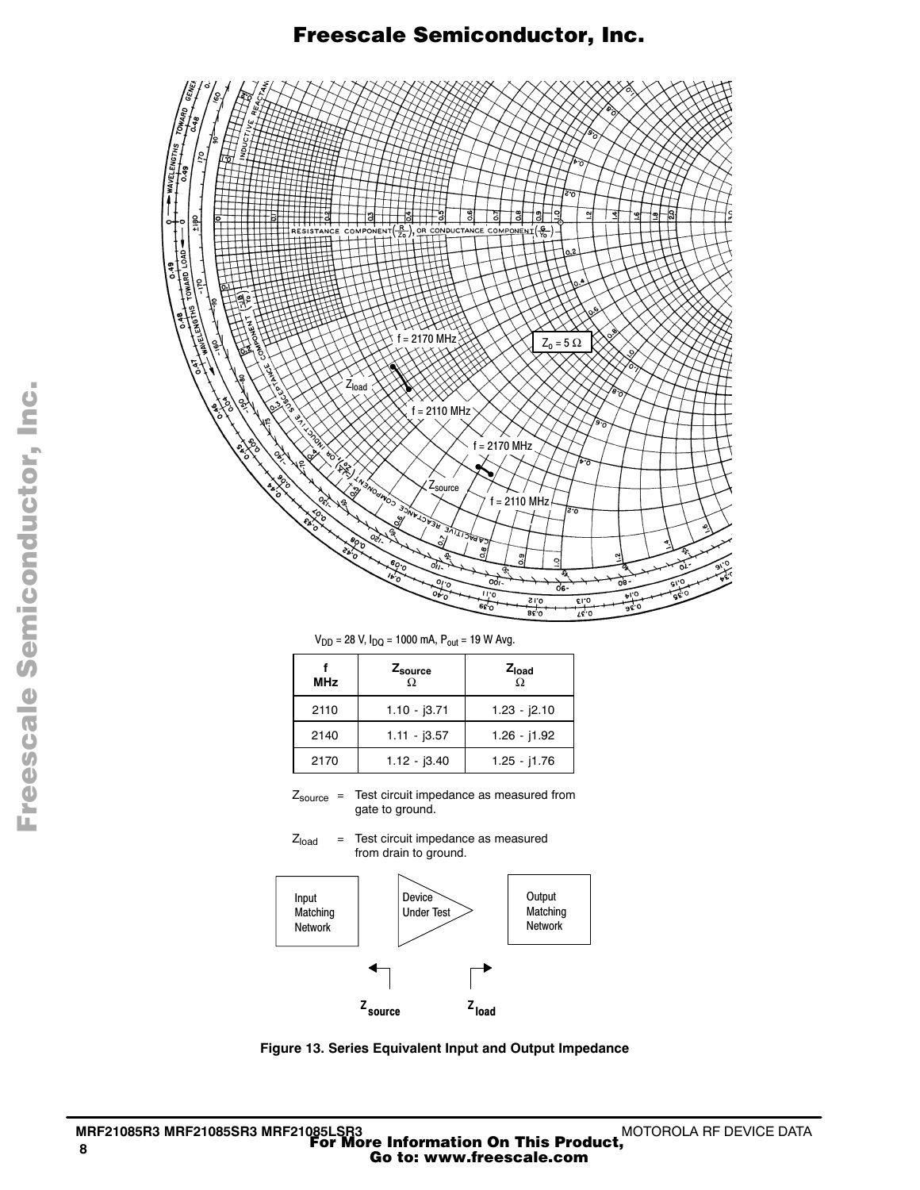$V_{DD}$ = 28 V, $I_{DQ}$ = 1000 mA, $P_{out}$ = 19 W Avg.

| f MHz | $Z_{source}$ Ω | $Z_{load}$ Ω |
|---|---|---|
| 2110 | 1.10 - j3.71 | 1.23 - j2.10 |
| 2140 | 1.11 - j3.57 | 1.26 - j1.92 |
| 2170 | 1.12 - j3.40 | 1.25 - j1.76 |

$Z_{source}$ = Test circuit impedance as measured from gate to ground.

$Z_{load}$ = Test circuit impedance as measured from drain to ground.

Figure 13. Series Equivalent Input and Output Impedance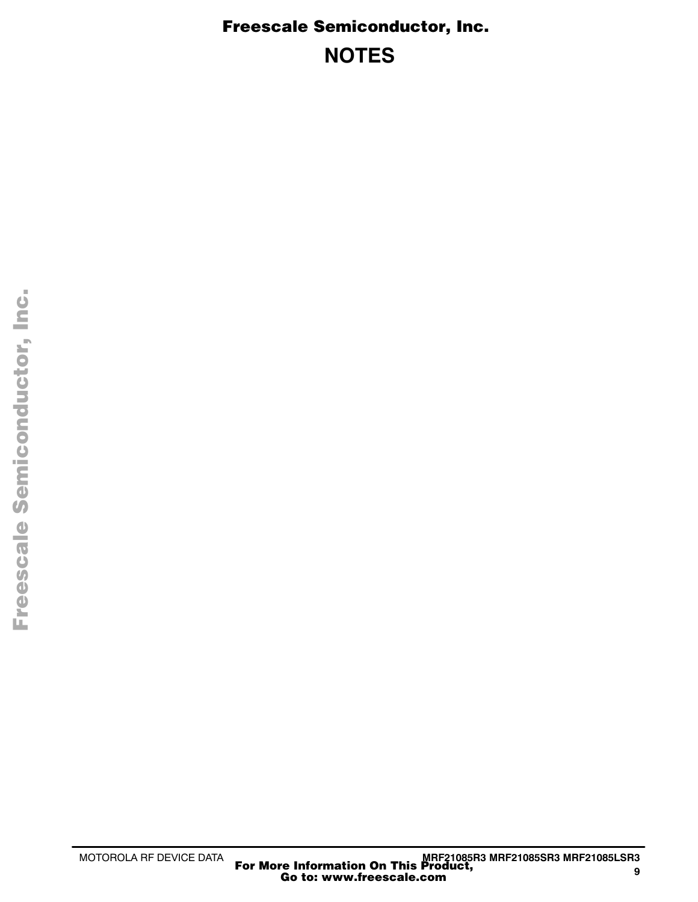# NOTES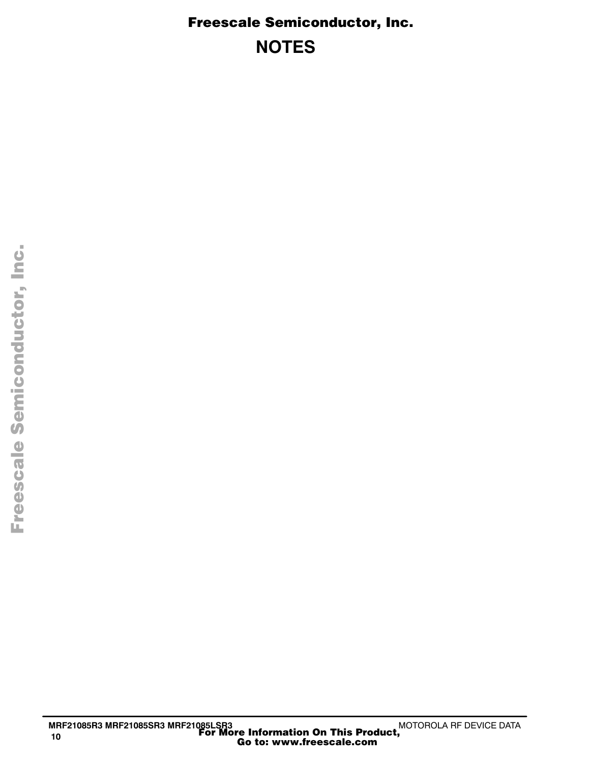# NOTES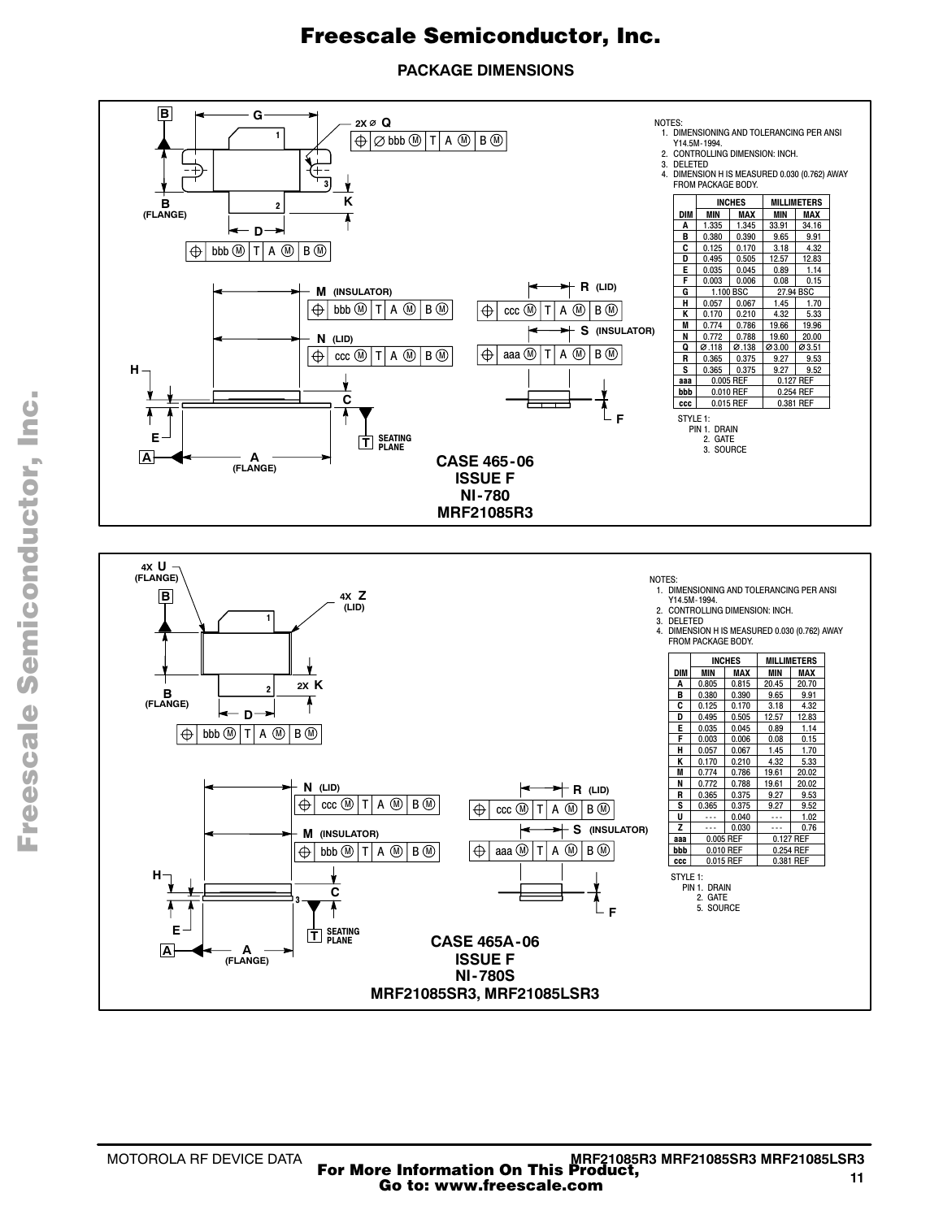## PACKAGE DIMENSIONS

NOTES:
1. DIMENSIONING AND TOLERANCING PER ANSI Y14.5M-1994.
2. CONTROLLING DIMENSION: INCH.
3. DELETED
4. DIMENSION H IS MEASURED 0.030 (0.762) AWAY FROM PACKAGE BODY.

| DIM | INCHES MIN | INCHES MAX | MILLIMETERS MIN | MILLIMETERS MAX |
|---|---|---|---|---|
| A | 1.335 | 1.345 | 33.91 | 34.16 |
| B | 0.380 | 0.390 | 9.65 | 9.91 |
| C | 0.125 | 0.170 | 3.18 | 4.32 |
| D | 0.495 | 0.505 | 12.57 | 12.83 |
| E | 0.035 | 0.045 | 0.89 | 1.14 |
| F | 0.003 | 0.006 | 0.08 | 0.15 |
| G | 1.100 BSC | | 27.94 BSC | |
| H | 0.057 | 0.067 | 1.45 | 1.70 |
| K | 0.170 | 0.210 | 4.32 | 5.33 |
| M | 0.774 | 0.786 | 19.66 | 19.96 |
| N | 0.772 | 0.788 | 19.60 | 20.00 |
| Q | ∅.118 | ∅.138 | ∅3.00 | ∅3.51 |
| R | 0.365 | 0.375 | 9.27 | 9.53 |
| S | 0.365 | 0.375 | 9.27 | 9.52 |
| aaa | 0.005 REF | | 0.127 REF | |
| bbb | 0.010 REF | | 0.254 REF | |
| ccc | 0.015 REF | | 0.381 REF | |

STYLE 1:
PIN 1. DRAIN
2. GATE
3. SOURCE

**CASE 465-06**
**ISSUE F**
**NI-780**
**MRF21085R3**

NOTES:
1. DIMENSIONING AND TOLERANCING PER ANSI Y14.5M-1994.
2. CONTROLLING DIMENSION: INCH.
3. DELETED
4. DIMENSION H IS MEASURED 0.030 (0.762) AWAY FROM PACKAGE BODY.

| DIM | INCHES MIN | INCHES MAX | MILLIMETERS MIN | MILLIMETERS MAX |
|---|---|---|---|---|
| A | 0.805 | 0.815 | 20.45 | 20.70 |
| B | 0.380 | 0.390 | 9.65 | 9.91 |
| C | 0.125 | 0.170 | 3.18 | 4.32 |
| D | 0.495 | 0.505 | 12.57 | 12.83 |
| E | 0.035 | 0.045 | 0.89 | 1.14 |
| F | 0.003 | 0.006 | 0.08 | 0.15 |
| H | 0.057 | 0.067 | 1.45 | 1.70 |
| K | 0.170 | 0.210 | 4.32 | 5.33 |
| M | 0.774 | 0.786 | 19.61 | 20.02 |
| N | 0.772 | 0.788 | 19.61 | 20.02 |
| R | 0.365 | 0.375 | 9.27 | 9.53 |
| S | 0.365 | 0.375 | 9.27 | 9.52 |
| U | --- | 0.040 | --- | 1.02 |
| Z | --- | 0.030 | --- | 0.76 |
| aaa | 0.005 REF | | 0.127 REF | |
| bbb | 0.010 REF | | 0.254 REF | |
| ccc | 0.015 REF | | 0.381 REF | |

STYLE 1:
PIN 1. DRAIN
2. GATE
5. SOURCE

**CASE 465A-06**
**ISSUE F**
**NI-780S**
**MRF21085SR3, MRF21085LSR3**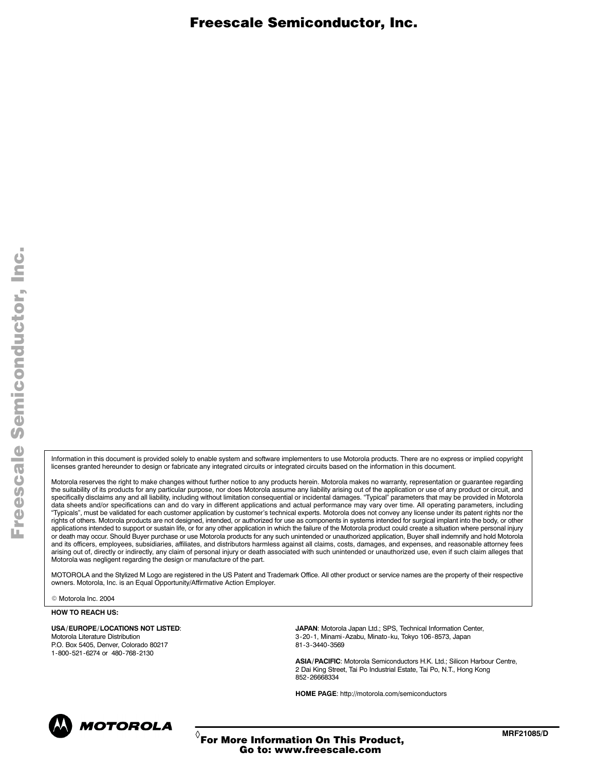Information in this document is provided solely to enable system and software implementers to use Motorola products. There are no express or implied copyright licenses granted hereunder to design or fabricate any integrated circuits or integrated circuits based on the information in this document.

Motorola reserves the right to make changes without further notice to any products herein. Motorola makes no warranty, representation or guarantee regarding the suitability of its products for any particular purpose, nor does Motorola assume any liability arising out of the application or use of any product or circuit, and specifically disclaims any and all liability, including without limitation consequential or incidental damages. "Typical" parameters that may be provided in Motorola data sheets and/or specifications can and do vary in different applications and actual performance may vary over time. All operating parameters, including "Typicals", must be validated for each customer application by customer's technical experts. Motorola does not convey any license under its patent rights nor the rights of others. Motorola products are not designed, intended, or authorized for use as components in systems intended for surgical implant into the body, or other applications intended to support or sustain life, or for any other application in which the failure of the Motorola product could create a situation where personal injury or death may occur. Should Buyer purchase or use Motorola products for any such unintended or unauthorized application, Buyer shall indemnify and hold Motorola and its officers, employees, subsidiaries, affiliates, and distributors harmless against all claims, costs, damages, and expenses, and reasonable attorney fees arising out of, directly or indirectly, any claim of personal injury or death associated with such unintended or unauthorized use, even if such claim alleges that Motorola was negligent regarding the design or manufacture of the part.

MOTOROLA and the Stylized M Logo are registered in the US Patent and Trademark Office. All other product or service names are the property of their respective owners. Motorola, Inc. is an Equal Opportunity/Affirmative Action Employer.

© Motorola Inc. 2004

**HOW TO REACH US:**

**USA/EUROPE/LOCATIONS NOT LISTED**:
Motorola Literature Distribution
P.O. Box 5405, Denver, Colorado 80217
1-800-521-6274 or 480-768-2130

**JAPAN**: Motorola Japan Ltd.; SPS, Technical Information Center,
3-20-1, Minami-Azabu, Minato-ku, Tokyo 106-8573, Japan
81-3-3440-3569

**ASIA/PACIFIC**: Motorola Semiconductors H.K. Ltd.; Silicon Harbour Centre,
2 Dai King Street, Tai Po Industrial Estate, Tai Po, N.T., Hong Kong
852-26668334

**HOME PAGE**: http://motorola.com/semiconductors

**MOTOROLA**

MRF21085/D